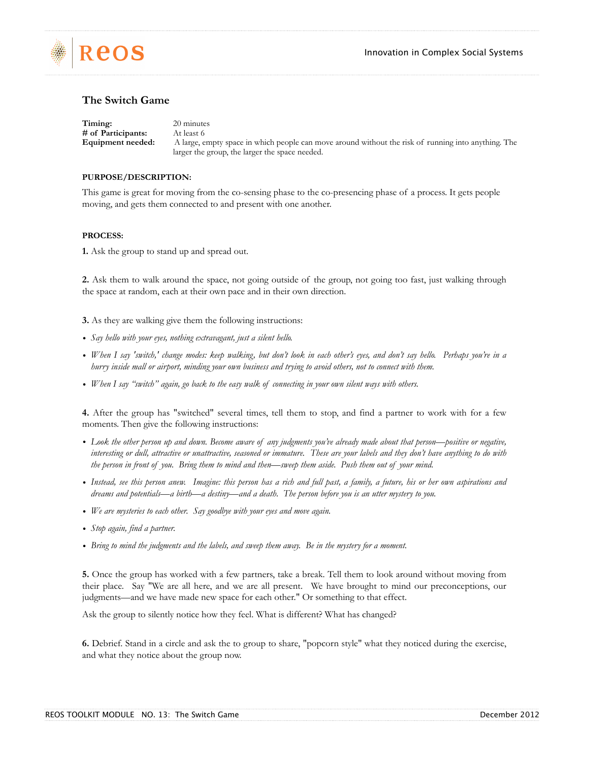## The Switch Game

**Timing:** 20 minutes
**# of Participants:** At least 6
**Equipment needed:** A large, empty space in which people can move around without the risk of running into anything. The larger the group, the larger the space needed.

**PURPOSE/DESCRIPTION:**

This game is great for moving from the co-sensing phase to the co-presencing phase of a process. It gets people moving, and gets them connected to and present with one another.

**PROCESS:**

**1.** Ask the group to stand up and spread out.

**2.** Ask them to walk around the space, not going outside of the group, not going too fast, just walking through the space at random, each at their own pace and in their own direction.

**3.** As they are walking give them the following instructions:

- *Say hello with your eyes, nothing extravagant, just a silent hello.*
- *When I say 'switch,' change modes: keep walking, but don't look in each other's eyes, and don't say hello. Perhaps you're in a hurry inside mall or airport, minding your own business and trying to avoid others, not to connect with them.*
- *When I say "switch" again, go back to the easy walk of connecting in your own silent ways with others.*

**4.** After the group has "switched" several times, tell them to stop, and find a partner to work with for a few moments. Then give the following instructions:

- *Look the other person up and down. Become aware of any judgments you've already made about that person—positive or negative, interesting or dull, attractive or unattractive, seasoned or immature. These are your labels and they don't have anything to do with the person in front of you. Bring them to mind and then—sweep them aside. Push them out of your mind.*
- *Instead, see this person anew. Imagine: this person has a rich and full past, a family, a future, his or her own aspirations and dreams and potentials—a birth—a destiny—and a death. The person before you is an utter mystery to you.*
- *We are mysteries to each other. Say goodbye with your eyes and move again.*
- *Stop again, find a partner.*
- *Bring to mind the judgments and the labels, and sweep them away. Be in the mystery for a moment.*

**5.** Once the group has worked with a few partners, take a break. Tell them to look around without moving from their place. Say "We are all here, and we are all present. We have brought to mind our preconceptions, our judgments—and we have made new space for each other." Or something to that effect.

Ask the group to silently notice how they feel. What is different? What has changed?

**6.** Debrief. Stand in a circle and ask the to group to share, "popcorn style" what they noticed during the exercise, and what they notice about the group now.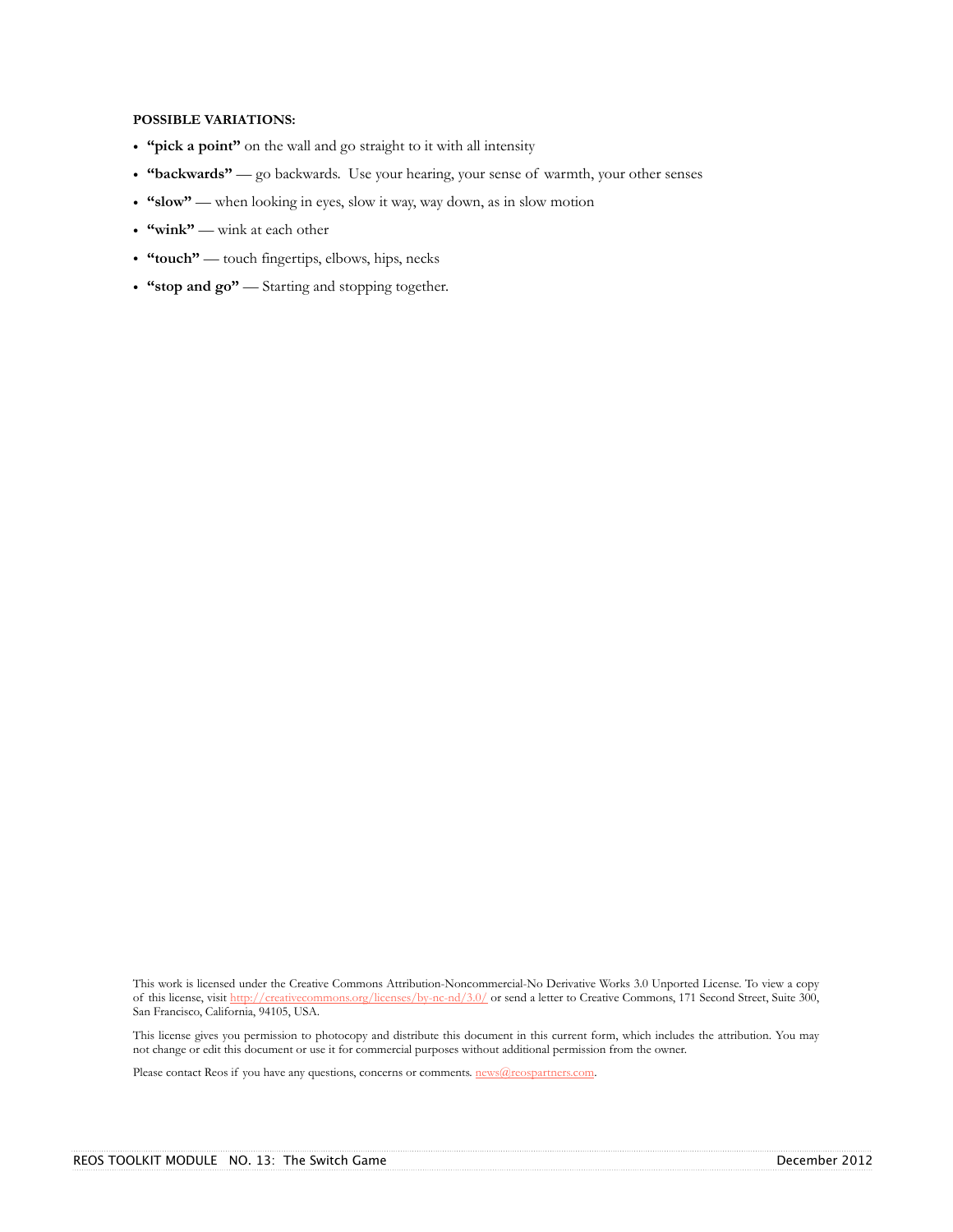**POSSIBLE VARIATIONS:**

- **"pick a point"** on the wall and go straight to it with all intensity
- **"backwards"** — go backwards. Use your hearing, your sense of warmth, your other senses
- **"slow"** — when looking in eyes, slow it way, way down, as in slow motion
- **"wink"** — wink at each other
- **"touch"** — touch fingertips, elbows, hips, necks
- **"stop and go"** — Starting and stopping together.

This work is licensed under the Creative Commons Attribution-Noncommercial-No Derivative Works 3.0 Unported License. To view a copy of this license, visit http://creativecommons.org/licenses/by-nc-nd/3.0/ or send a letter to Creative Commons, 171 Second Street, Suite 300, San Francisco, California, 94105, USA.

This license gives you permission to photocopy and distribute this document in this current form, which includes the attribution. You may not change or edit this document or use it for commercial purposes without additional permission from the owner.

Please contact Reos if you have any questions, concerns or comments. news@reospartners.com.